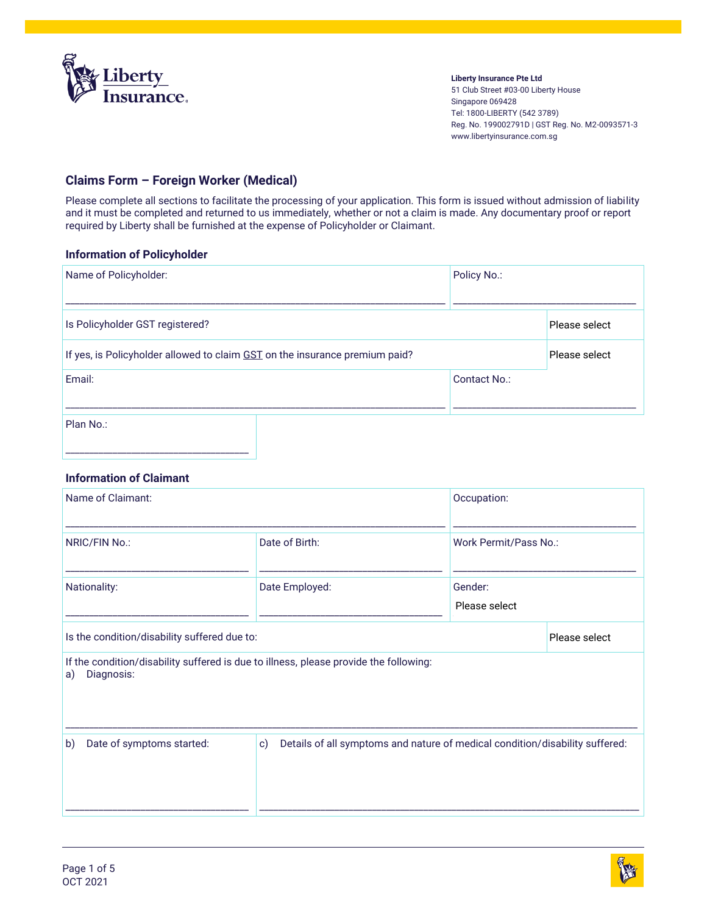**Liberty Insurance Pte Ltd**
51 Club Street #03-00 Liberty House
Singapore 069428
Tel: 1800-LIBERTY (542 3789)
Reg. No. 199002791D | GST Reg. No. M2-0093571-3
www.libertyinsurance.com.sg

## Claims Form – Foreign Worker (Medical)

Please complete all sections to facilitate the processing of your application. This form is issued without admission of liability and it must be completed and returned to us immediately, whether or not a claim is made. Any documentary proof or report required by Liberty shall be furnished at the expense of Policyholder or Claimant.

### Information of Policyholder

| | |
|---|---|
| Name of Policyholder: | Policy No.: |
| Is Policyholder GST registered? | Please select |
| If yes, is Policyholder allowed to claim GST on the insurance premium paid? | Please select |
| Email: | Contact No.: |
| Plan No.: | |

### Information of Claimant

| | | |
|---|---|---|
| Name of Claimant: | | Occupation: |
| NRIC/FIN No.: | Date of Birth: | Work Permit/Pass No.: |
| Nationality: | Date Employed: | Gender: Please select |
| Is the condition/disability suffered due to: | | Please select |

If the condition/disability suffered is due to illness, please provide the following:

a) Diagnosis:

| | |
|---|---|
| b) Date of symptoms started: | c) Details of all symptoms and nature of medical condition/disability suffered: |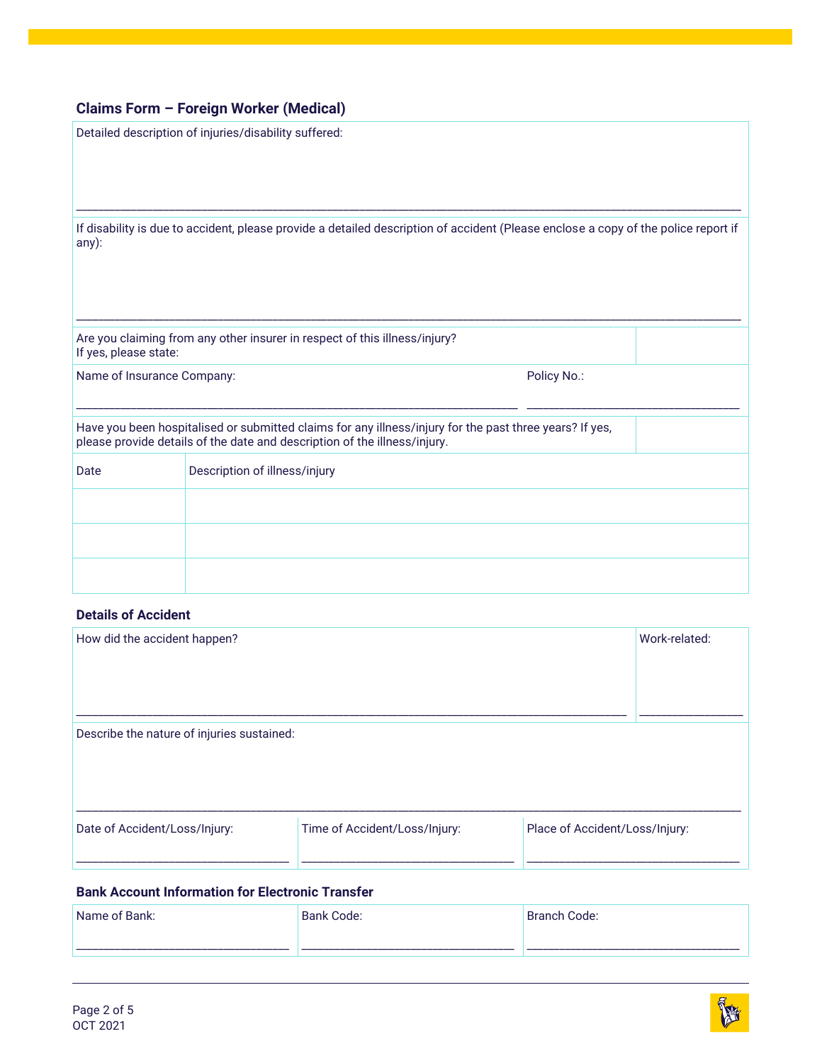## Claims Form – Foreign Worker (Medical)

Detailed description of injuries/disability suffered:

\_\_\_\_\_\_\_\_\_\_\_\_\_\_\_\_\_\_\_\_\_\_\_\_\_\_\_\_\_\_\_\_\_\_\_\_\_\_\_\_\_\_\_\_\_\_\_\_

If disability is due to accident, please provide a detailed description of accident (Please enclose a copy of the police report if any):

\_\_\_\_\_\_\_\_\_\_\_\_\_\_\_\_\_\_\_\_\_\_\_\_\_\_\_\_\_\_\_\_\_\_\_\_\_\_\_\_\_\_\_\_\_\_\_\_

Are you claiming from any other insurer in respect of this illness/injury?
If yes, please state:

| Name of Insurance Company: | Policy No.: |
|---|---|
| | |

Have you been hospitalised or submitted claims for any illness/injury for the past three years? If yes, please provide details of the date and description of the illness/injury.

| Date | Description of illness/injury |
|---|---|
| | |
| | |
| | |

### Details of Accident

| How did the accident happen? | Work-related: |
|---|---|
| | |

Describe the nature of injuries sustained:

\_\_\_\_\_\_\_\_\_\_\_\_\_\_\_\_\_\_\_\_\_\_\_\_\_\_\_\_\_\_\_\_\_\_\_\_\_\_\_\_\_\_\_\_\_\_\_\_

| Date of Accident/Loss/Injury: | Time of Accident/Loss/Injury: | Place of Accident/Loss/Injury: |
|---|---|---|
| | | |

### Bank Account Information for Electronic Transfer

| Name of Bank: | Bank Code: | Branch Code: |
|---|---|---|
| | | |

OCT 2021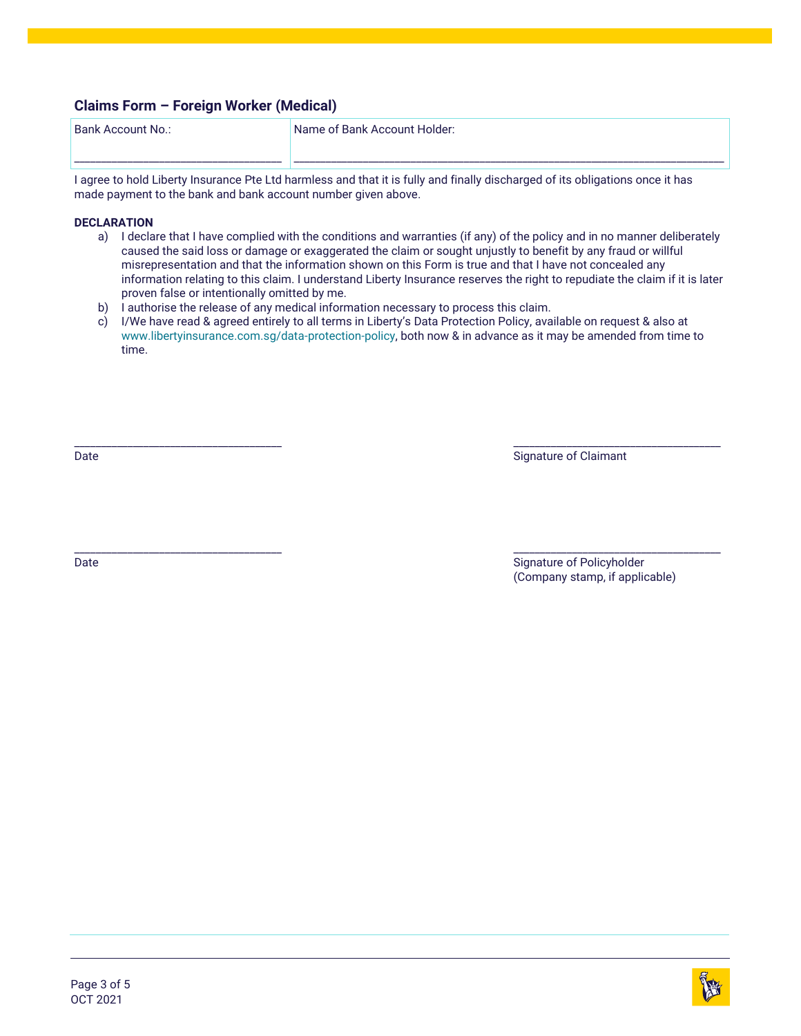## Claims Form – Foreign Worker (Medical)

| Bank Account No.: | Name of Bank Account Holder: |
|---|---|
| ______________________________ | ______________________________________________________________ |

I agree to hold Liberty Insurance Pte Ltd harmless and that it is fully and finally discharged of its obligations once it has made payment to the bank and bank account number given above.

**DECLARATION**

a) I declare that I have complied with the conditions and warranties (if any) of the policy and in no manner deliberately caused the said loss or damage or exaggerated the claim or sought unjustly to benefit by any fraud or willful misrepresentation and that the information shown on this Form is true and that I have not concealed any information relating to this claim. I understand Liberty Insurance reserves the right to repudiate the claim if it is later proven false or intentionally omitted by me.

b) I authorise the release of any medical information necessary to process this claim.

c) I/We have read & agreed entirely to all terms in Liberty's Data Protection Policy, available on request & also at www.libertyinsurance.com.sg/data-protection-policy, both now & in advance as it may be amended from time to time.

______________________________ ______________________________

Date Signature of Claimant

______________________________ ______________________________

Date Signature of Policyholder
(Company stamp, if applicable)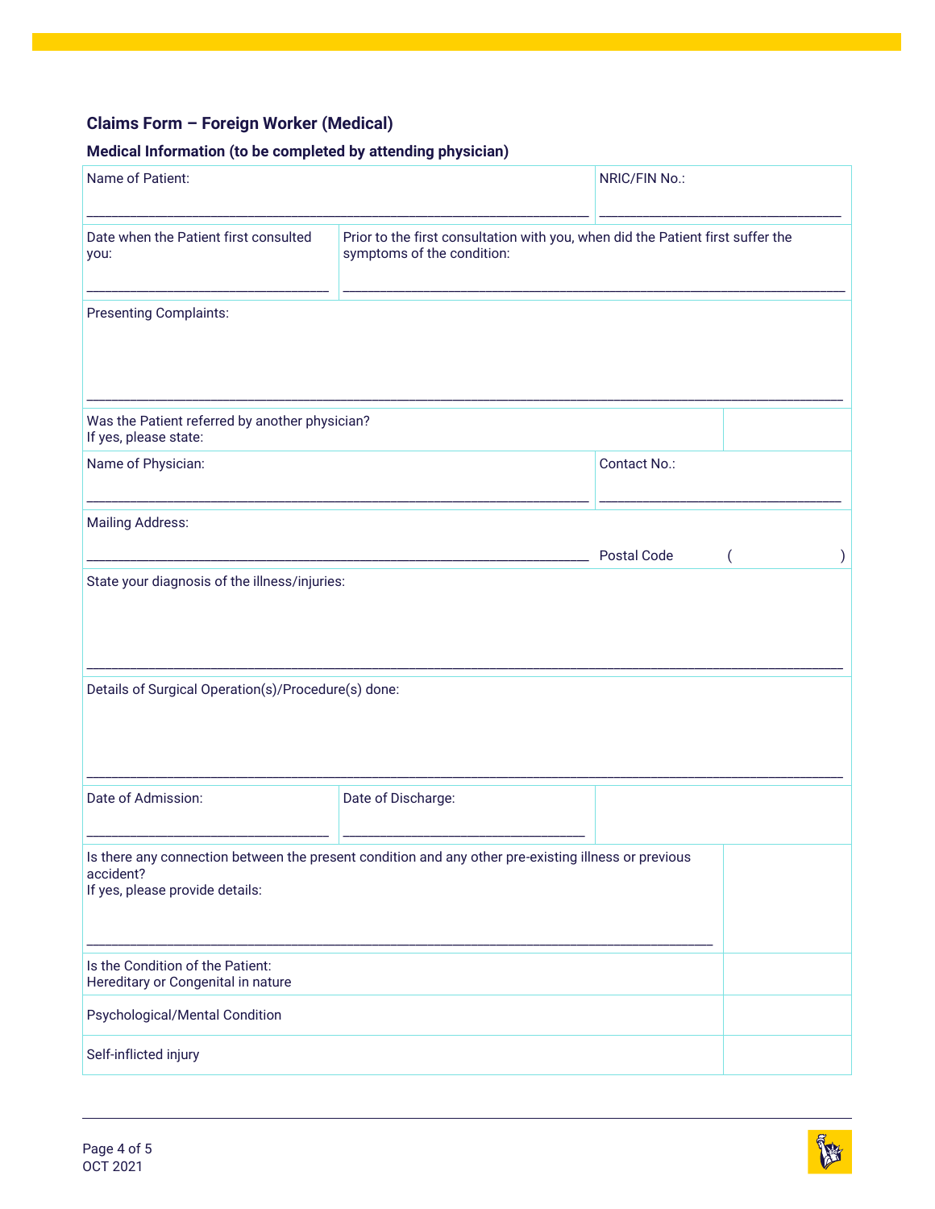## Claims Form – Foreign Worker (Medical)

### Medical Information (to be completed by attending physician)

| | |
|---|---|
| Name of Patient: ____________________ | NRIC/FIN No.: ____________________ |
| Date when the Patient first consulted you: ____________________ | Prior to the first consultation with you, when did the Patient first suffer the symptoms of the condition: ____________________ |
| Presenting Complaints: ____________________ | |
| Was the Patient referred by another physician? If yes, please state: | |
| Name of Physician: ____________________ | Contact No.: ____________________ |
| Mailing Address: ____________________ | Postal Code ( ) |
| State your diagnosis of the illness/injuries: ____________________ | |
| Details of Surgical Operation(s)/Procedure(s) done: ____________________ | |
| Date of Admission: ____________________ | Date of Discharge: ____________________ |
| Is there any connection between the present condition and any other pre-existing illness or previous accident? If yes, please provide details: ____________________ | |
| Is the Condition of the Patient: Hereditary or Congenital in nature | |
| Psychological/Mental Condition | |
| Self-inflicted injury | |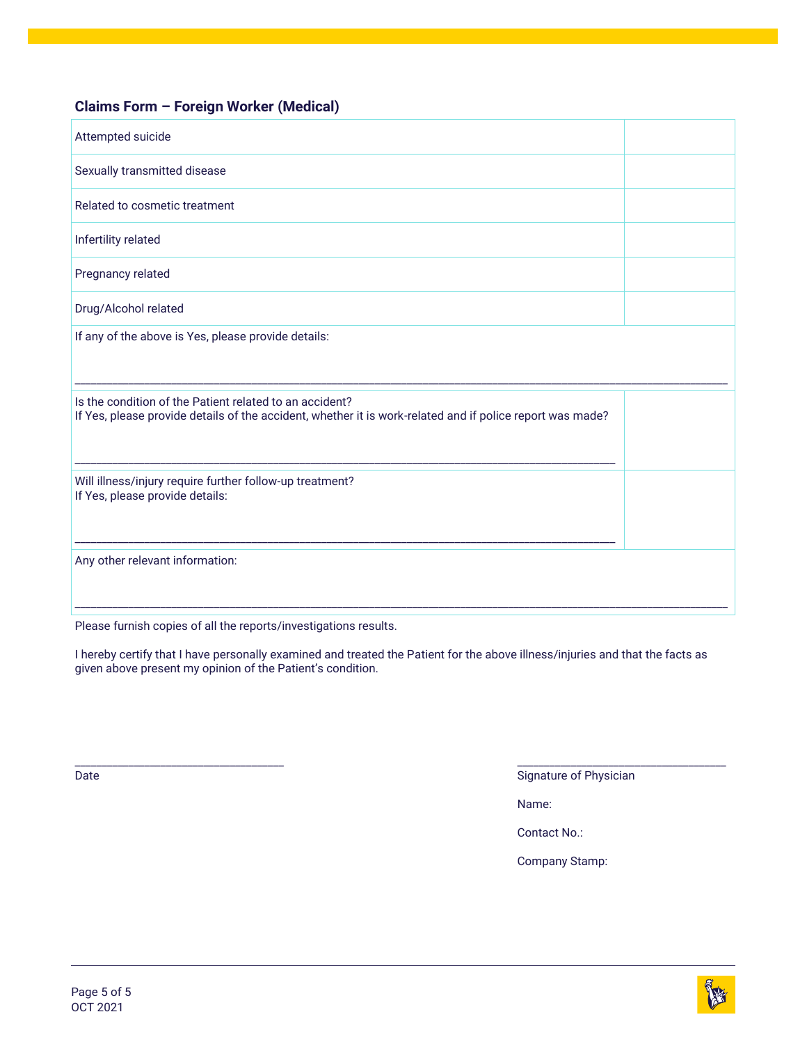### Claims Form – Foreign Worker (Medical)

| | |
|---|---|
| Attempted suicide | |
| Sexually transmitted disease | |
| Related to cosmetic treatment | |
| Infertility related | |
| Pregnancy related | |
| Drug/Alcohol related | |
| If any of the above is Yes, please provide details: ________________________________ | |
| Is the condition of the Patient related to an accident?<br>If Yes, please provide details of the accident, whether it is work-related and if police report was made? ________________________________ | |
| Will illness/injury require further follow-up treatment?<br>If Yes, please provide details: ________________________________ | |
| Any other relevant information: ________________________________ | |

Please furnish copies of all the reports/investigations results.

I hereby certify that I have personally examined and treated the Patient for the above illness/injuries and that the facts as given above present my opinion of the Patient's condition.

________________________________
Date

________________________________
Signature of Physician

Name:

Contact No.:

Company Stamp: